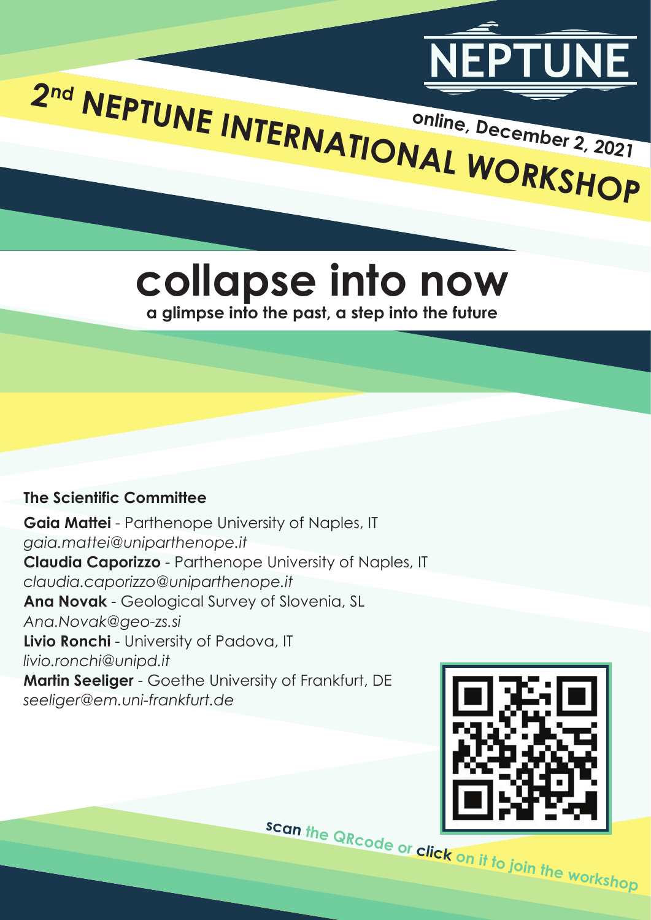NEPTUNE

# 2nd NEPTUNE INTERNATIONAL WORKSHOP

online, December 2, 2021

# collapse into now

**a glimpse into the past, a step into the future**

**The Scientific Committee**

**Gaia Mattei** - Parthenope University of Naples, IT
*gaia.mattei@uniparthenope.it*
**Claudia Caporizzo** - Parthenope University of Naples, IT
*claudia.caporizzo@uniparthenope.it*
**Ana Novak** - Geological Survey of Slovenia, SL
*Ana.Novak@geo-zs.si*
**Livio Ronchi** - University of Padova, IT
*livio.ronchi@unipd.it*
**Martin Seeliger** - Goethe University of Frankfurt, DE
*seeliger@em.uni-frankfurt.de*

**scan** the QRcode or **click** on it to join the workshop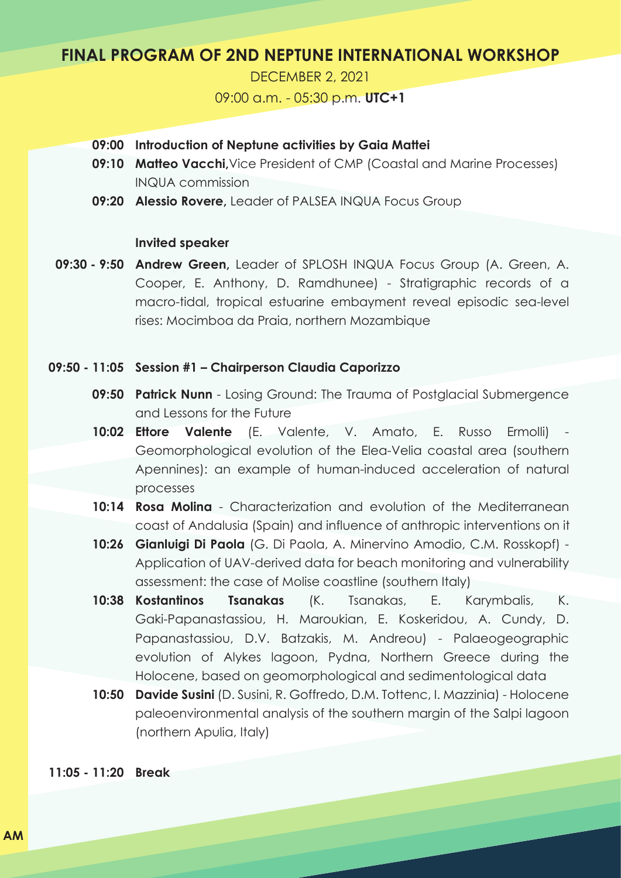# FINAL PROGRAM OF 2ND NEPTUNE INTERNATIONAL WORKSHOP

DECEMBER 2, 2021

09:00 a.m. - 05:30 p.m. **UTC+1**

**09:00** **Introduction of Neptune activities by Gaia Mattei**

**09:10** **Matteo Vacchi,** Vice President of CMP (Coastal and Marine Processes) INQUA commission

**09:20** **Alessio Rovere,** Leader of PALSEA INQUA Focus Group

**Invited speaker**

**09:30 - 9:50** **Andrew Green,** Leader of SPLOSH INQUA Focus Group (A. Green, A. Cooper, E. Anthony, D. Ramdhunee) - Stratigraphic records of a macro-tidal, tropical estuarine embayment reveal episodic sea-level rises: Mocimboa da Praia, northern Mozambique

**09:50 - 11:05** **Session #1 – Chairperson Claudia Caporizzo**

**09:50** **Patrick Nunn** - Losing Ground: The Trauma of Postglacial Submergence and Lessons for the Future

**10:02** **Ettore Valente** (E. Valente, V. Amato, E. Russo Ermolli) - Geomorphological evolution of the Elea-Velia coastal area (southern Apennines): an example of human-induced acceleration of natural processes

**10:14** **Rosa Molina** - Characterization and evolution of the Mediterranean coast of Andalusia (Spain) and influence of anthropic interventions on it

**10:26** **Gianluigi Di Paola** (G. Di Paola, A. Minervino Amodio, C.M. Rosskopf) - Application of UAV-derived data for beach monitoring and vulnerability assessment: the case of Molise coastline (southern Italy)

**10:38** **Kostantinos Tsanakas** (K. Tsanakas, E. Karymbalis, K. Gaki-Papanastassiou, H. Maroukian, E. Koskeridou, A. Cundy, D. Papanastassiou, D.V. Batzakis, M. Andreou) - Palaeogeographic evolution of Alykes lagoon, Pydna, Northern Greece during the Holocene, based on geomorphological and sedimentological data

**10:50** **Davide Susini** (D. Susini, R. Goffredo, D.M. Tottenc, I. Mazzinia) - Holocene paleoenvironmental analysis of the southern margin of the Salpi lagoon (northern Apulia, Italy)

**11:05 - 11:20** **Break**

**AM**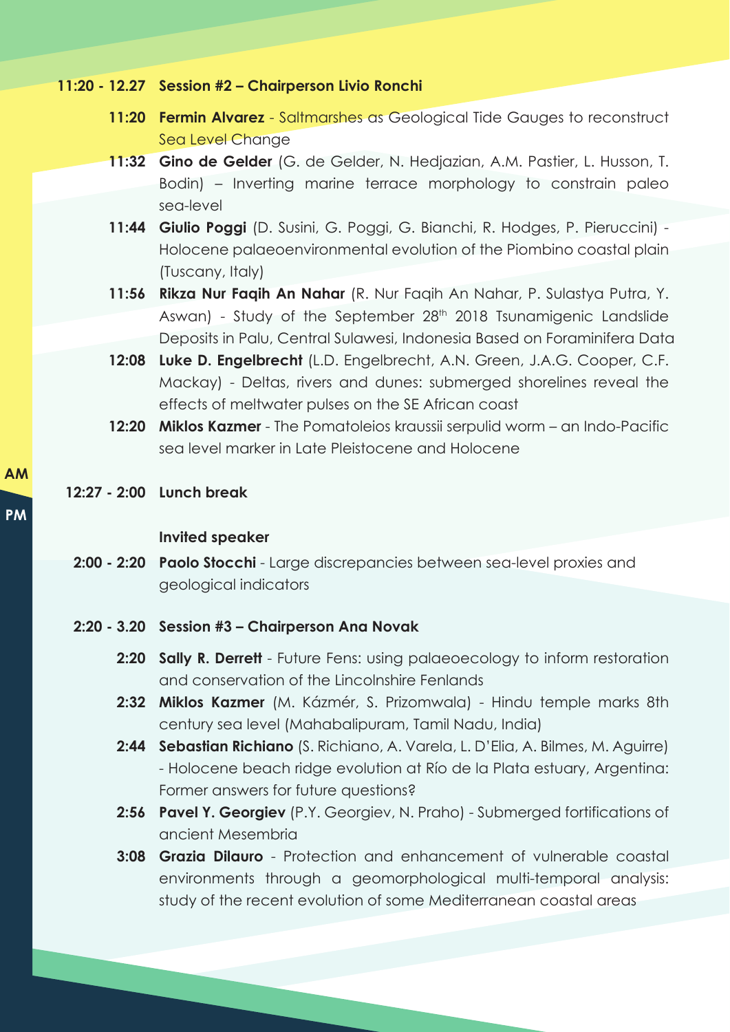**11:20 - 12.27 Session #2 – Chairperson Livio Ronchi**

- **11:20 Fermin Alvarez** - Saltmarshes as Geological Tide Gauges to reconstruct Sea Level Change
- **11:32 Gino de Gelder** (G. de Gelder, N. Hedjazian, A.M. Pastier, L. Husson, T. Bodin) – Inverting marine terrace morphology to constrain paleo sea-level
- **11:44 Giulio Poggi** (D. Susini, G. Poggi, G. Bianchi, R. Hodges, P. Pieruccini) - Holocene palaeoenvironmental evolution of the Piombino coastal plain (Tuscany, Italy)
- **11:56 Rikza Nur Faqih An Nahar** (R. Nur Faqih An Nahar, P. Sulastya Putra, Y. Aswan) - Study of the September 28th 2018 Tsunamigenic Landslide Deposits in Palu, Central Sulawesi, Indonesia Based on Foraminifera Data
- **12:08 Luke D. Engelbrecht** (L.D. Engelbrecht, A.N. Green, J.A.G. Cooper, C.F. Mackay) - Deltas, rivers and dunes: submerged shorelines reveal the effects of meltwater pulses on the SE African coast
- **12:20 Miklos Kazmer** - The Pomatoleios kraussii serpulid worm – an Indo-Pacific sea level marker in Late Pleistocene and Holocene

AM

**12:27 - 2:00 Lunch break**

PM

**Invited speaker**

**2:00 - 2:20 Paolo Stocchi** - Large discrepancies between sea-level proxies and geological indicators

**2:20 - 3.20 Session #3 – Chairperson Ana Novak**

- **2:20 Sally R. Derrett** - Future Fens: using palaeoecology to inform restoration and conservation of the Lincolnshire Fenlands
- **2:32 Miklos Kazmer** (M. Kázmér, S. Prizomwala) - Hindu temple marks 8th century sea level (Mahabalipuram, Tamil Nadu, India)
- **2:44 Sebastian Richiano** (S. Richiano, A. Varela, L. D'Elia, A. Bilmes, M. Aguirre) - Holocene beach ridge evolution at Río de la Plata estuary, Argentina: Former answers for future questions?
- **2:56 Pavel Y. Georgiev** (P.Y. Georgiev, N. Praho) - Submerged fortifications of ancient Mesembria
- **3:08 Grazia Dilauro** - Protection and enhancement of vulnerable coastal environments through a geomorphological multi-temporal analysis: study of the recent evolution of some Mediterranean coastal areas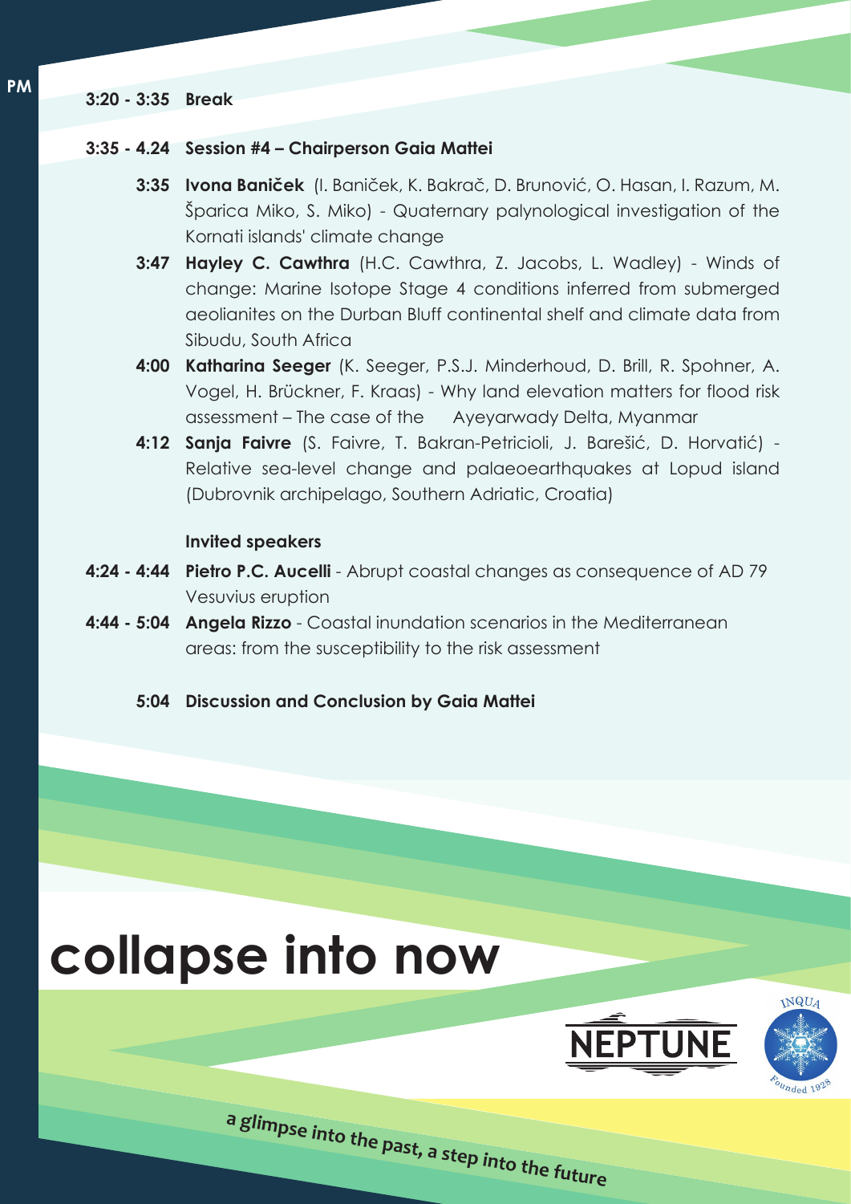PM

**3:20 - 3:35 Break**

**3:35 - 4.24 Session #4 – Chairperson Gaia Mattei**

- **3:35 Ivona Baniček** (I. Baniček, K. Bakrač, D. Brunović, O. Hasan, I. Razum, M. Šparica Miko, S. Miko) - Quaternary palynological investigation of the Kornati islands' climate change
- **3:47 Hayley C. Cawthra** (H.C. Cawthra, Z. Jacobs, L. Wadley) - Winds of change: Marine Isotope Stage 4 conditions inferred from submerged aeolianites on the Durban Bluff continental shelf and climate data from Sibudu, South Africa
- **4:00 Katharina Seeger** (K. Seeger, P.S.J. Minderhoud, D. Brill, R. Spohner, A. Vogel, H. Brückner, F. Kraas) - Why land elevation matters for flood risk assessment – The case of the Ayeyarwady Delta, Myanmar
- **4:12 Sanja Faivre** (S. Faivre, T. Bakran-Petricioli, J. Barešić, D. Horvatić) - Relative sea-level change and palaeoearthquakes at Lopud island (Dubrovnik archipelago, Southern Adriatic, Croatia)

**Invited speakers**

**4:24 - 4:44 Pietro P.C. Aucelli** - Abrupt coastal changes as consequence of AD 79 Vesuvius eruption

**4:44 - 5:04 Angela Rizzo** - Coastal inundation scenarios in the Mediterranean areas: from the susceptibility to the risk assessment

**5:04 Discussion and Conclusion by Gaia Mattei**

# collapse into now

NEPTUNE

INQUA Founded 1928

a glimpse into the past, a step into the future